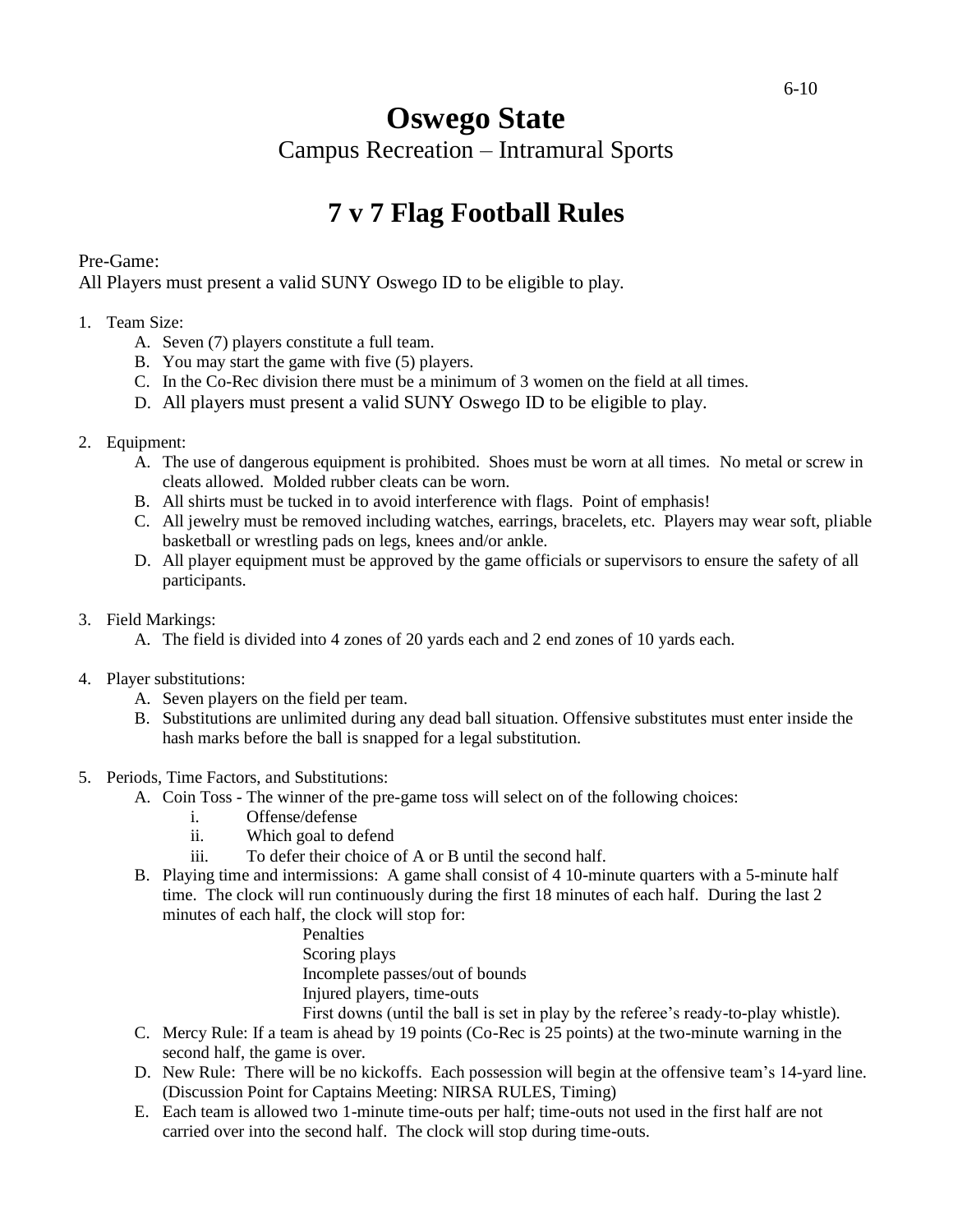# Oswego State

## Campus Recreation – Intramural Sports

# 7 v 7 Flag Football Rules

Pre-Game:
All Players must present a valid SUNY Oswego ID to be eligible to play.

1. Team Size:
   - A. Seven (7) players constitute a full team.
   - B. You may start the game with five (5) players.
   - C. In the Co-Rec division there must be a minimum of 3 women on the field at all times.
   - D. All players must present a valid SUNY Oswego ID to be eligible to play.

2. Equipment:
   - A. The use of dangerous equipment is prohibited. Shoes must be worn at all times. No metal or screw in cleats allowed. Molded rubber cleats can be worn.
   - B. All shirts must be tucked in to avoid interference with flags. Point of emphasis!
   - C. All jewelry must be removed including watches, earrings, bracelets, etc. Players may wear soft, pliable basketball or wrestling pads on legs, knees and/or ankle.
   - D. All player equipment must be approved by the game officials or supervisors to ensure the safety of all participants.

3. Field Markings:
   - A. The field is divided into 4 zones of 20 yards each and 2 end zones of 10 yards each.

4. Player substitutions:
   - A. Seven players on the field per team.
   - B. Substitutions are unlimited during any dead ball situation. Offensive substitutes must enter inside the hash marks before the ball is snapped for a legal substitution.

5. Periods, Time Factors, and Substitutions:
   - A. Coin Toss - The winner of the pre-game toss will select on of the following choices:
     - i. Offense/defense
     - ii. Which goal to defend
     - iii. To defer their choice of A or B until the second half.
   - B. Playing time and intermissions: A game shall consist of 4 10-minute quarters with a 5-minute half time. The clock will run continuously during the first 18 minutes of each half. During the last 2 minutes of each half, the clock will stop for:
     - Penalties
     - Scoring plays
     - Incomplete passes/out of bounds
     - Injured players, time-outs
     - First downs (until the ball is set in play by the referee's ready-to-play whistle).
   - C. Mercy Rule: If a team is ahead by 19 points (Co-Rec is 25 points) at the two-minute warning in the second half, the game is over.
   - D. New Rule: There will be no kickoffs. Each possession will begin at the offensive team's 14-yard line. (Discussion Point for Captains Meeting: NIRSA RULES, Timing)
   - E. Each team is allowed two 1-minute time-outs per half; time-outs not used in the first half are not carried over into the second half. The clock will stop during time-outs.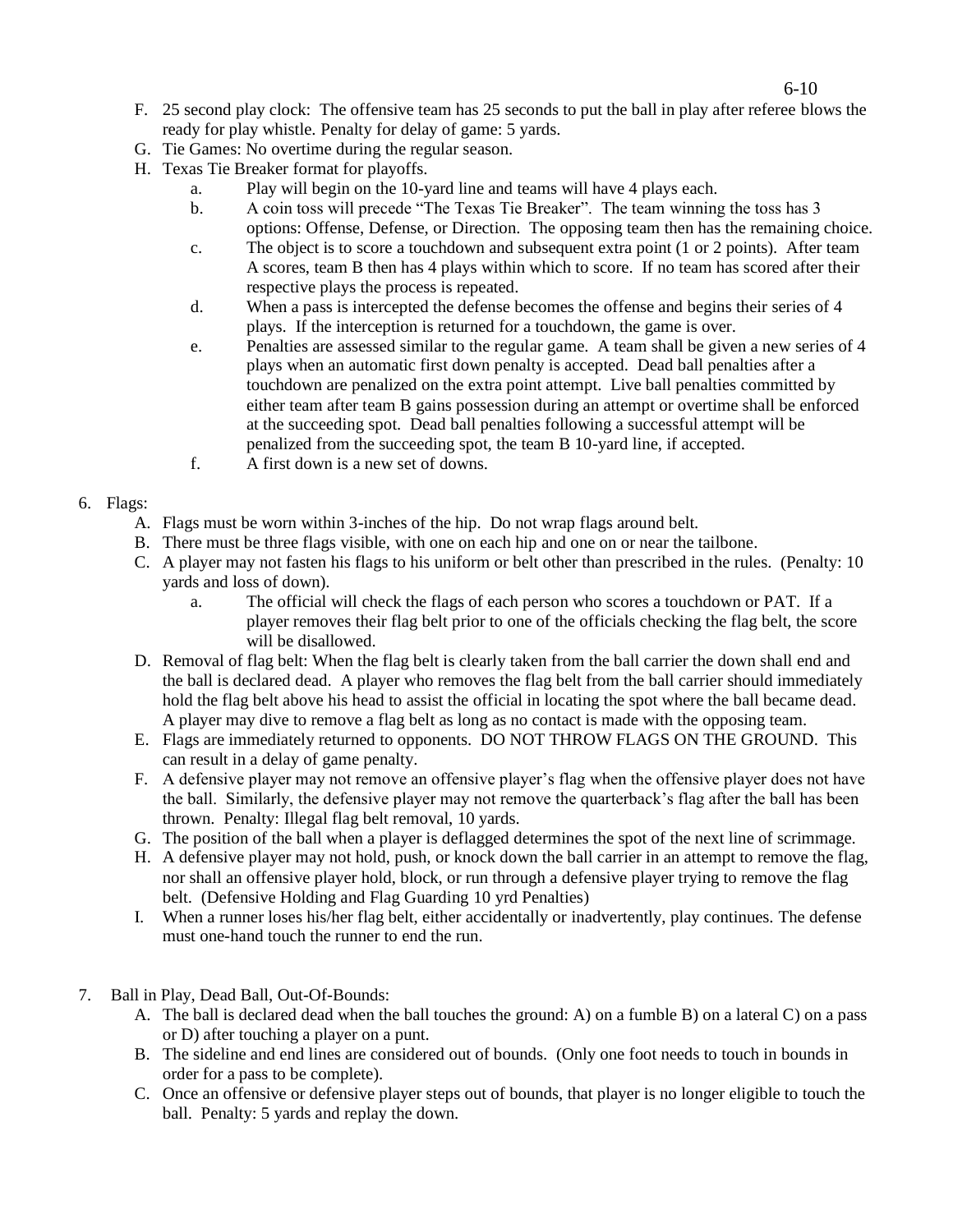F. 25 second play clock: The offensive team has 25 seconds to put the ball in play after referee blows the ready for play whistle. Penalty for delay of game: 5 yards.

G. Tie Games: No overtime during the regular season.

H. Texas Tie Breaker format for playoffs.

   a. Play will begin on the 10-yard line and teams will have 4 plays each.

   b. A coin toss will precede "The Texas Tie Breaker". The team winning the toss has 3 options: Offense, Defense, or Direction. The opposing team then has the remaining choice.

   c. The object is to score a touchdown and subsequent extra point (1 or 2 points). After team A scores, team B then has 4 plays within which to score. If no team has scored after their respective plays the process is repeated.

   d. When a pass is intercepted the defense becomes the offense and begins their series of 4 plays. If the interception is returned for a touchdown, the game is over.

   e. Penalties are assessed similar to the regular game. A team shall be given a new series of 4 plays when an automatic first down penalty is accepted. Dead ball penalties after a touchdown are penalized on the extra point attempt. Live ball penalties committed by either team after team B gains possession during an attempt or overtime shall be enforced at the succeeding spot. Dead ball penalties following a successful attempt will be penalized from the succeeding spot, the team B 10-yard line, if accepted.

   f. A first down is a new set of downs.

6. Flags:

   A. Flags must be worn within 3-inches of the hip. Do not wrap flags around belt.

   B. There must be three flags visible, with one on each hip and one on or near the tailbone.

   C. A player may not fasten his flags to his uniform or belt other than prescribed in the rules. (Penalty: 10 yards and loss of down).

      a. The official will check the flags of each person who scores a touchdown or PAT. If a player removes their flag belt prior to one of the officials checking the flag belt, the score will be disallowed.

   D. Removal of flag belt: When the flag belt is clearly taken from the ball carrier the down shall end and the ball is declared dead. A player who removes the flag belt from the ball carrier should immediately hold the flag belt above his head to assist the official in locating the spot where the ball became dead. A player may dive to remove a flag belt as long as no contact is made with the opposing team.

   E. Flags are immediately returned to opponents. DO NOT THROW FLAGS ON THE GROUND. This can result in a delay of game penalty.

   F. A defensive player may not remove an offensive player's flag when the offensive player does not have the ball. Similarly, the defensive player may not remove the quarterback's flag after the ball has been thrown. Penalty: Illegal flag belt removal, 10 yards.

   G. The position of the ball when a player is deflagged determines the spot of the next line of scrimmage.

   H. A defensive player may not hold, push, or knock down the ball carrier in an attempt to remove the flag, nor shall an offensive player hold, block, or run through a defensive player trying to remove the flag belt. (Defensive Holding and Flag Guarding 10 yrd Penalties)

   I. When a runner loses his/her flag belt, either accidentally or inadvertently, play continues. The defense must one-hand touch the runner to end the run.

7. Ball in Play, Dead Ball, Out-Of-Bounds:

   A. The ball is declared dead when the ball touches the ground: A) on a fumble B) on a lateral C) on a pass or D) after touching a player on a punt.

   B. The sideline and end lines are considered out of bounds. (Only one foot needs to touch in bounds in order for a pass to be complete).

   C. Once an offensive or defensive player steps out of bounds, that player is no longer eligible to touch the ball. Penalty: 5 yards and replay the down.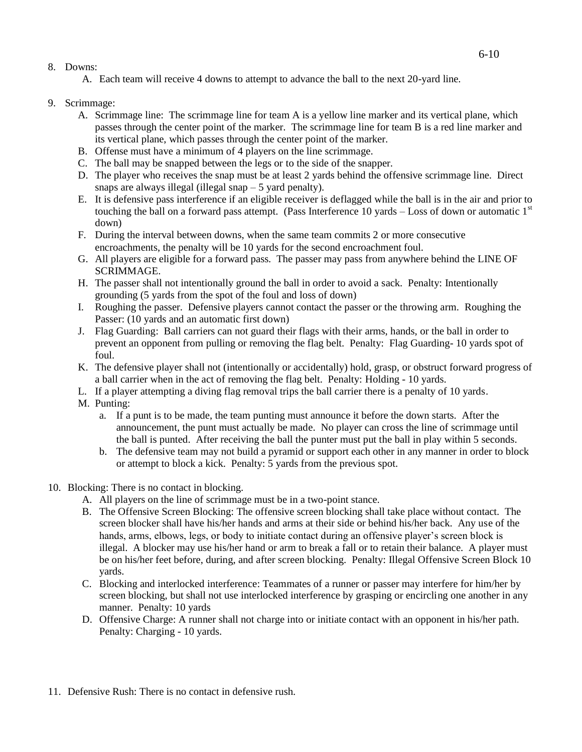8. Downs:
   A. Each team will receive 4 downs to attempt to advance the ball to the next 20-yard line.

9. Scrimmage:
   A. Scrimmage line: The scrimmage line for team A is a yellow line marker and its vertical plane, which passes through the center point of the marker. The scrimmage line for team B is a red line marker and its vertical plane, which passes through the center point of the marker.
   B. Offense must have a minimum of 4 players on the line scrimmage.
   C. The ball may be snapped between the legs or to the side of the snapper.
   D. The player who receives the snap must be at least 2 yards behind the offensive scrimmage line. Direct snaps are always illegal (illegal snap – 5 yard penalty).
   E. It is defensive pass interference if an eligible receiver is deflagged while the ball is in the air and prior to touching the ball on a forward pass attempt. (Pass Interference 10 yards – Loss of down or automatic 1st down)
   F. During the interval between downs, when the same team commits 2 or more consecutive encroachments, the penalty will be 10 yards for the second encroachment foul.
   G. All players are eligible for a forward pass. The passer may pass from anywhere behind the LINE OF SCRIMMAGE.
   H. The passer shall not intentionally ground the ball in order to avoid a sack. Penalty: Intentionally grounding (5 yards from the spot of the foul and loss of down)
   I. Roughing the passer. Defensive players cannot contact the passer or the throwing arm. Roughing the Passer: (10 yards and an automatic first down)
   J. Flag Guarding: Ball carriers can not guard their flags with their arms, hands, or the ball in order to prevent an opponent from pulling or removing the flag belt. Penalty: Flag Guarding- 10 yards spot of foul.
   K. The defensive player shall not (intentionally or accidentally) hold, grasp, or obstruct forward progress of a ball carrier when in the act of removing the flag belt. Penalty: Holding - 10 yards.
   L. If a player attempting a diving flag removal trips the ball carrier there is a penalty of 10 yards.
   M. Punting:
      a. If a punt is to be made, the team punting must announce it before the down starts. After the announcement, the punt must actually be made. No player can cross the line of scrimmage until the ball is punted. After receiving the ball the punter must put the ball in play within 5 seconds.
      b. The defensive team may not build a pyramid or support each other in any manner in order to block or attempt to block a kick. Penalty: 5 yards from the previous spot.

10. Blocking: There is no contact in blocking.
    A. All players on the line of scrimmage must be in a two-point stance.
    B. The Offensive Screen Blocking: The offensive screen blocking shall take place without contact. The screen blocker shall have his/her hands and arms at their side or behind his/her back. Any use of the hands, arms, elbows, legs, or body to initiate contact during an offensive player's screen block is illegal. A blocker may use his/her hand or arm to break a fall or to retain their balance. A player must be on his/her feet before, during, and after screen blocking. Penalty: Illegal Offensive Screen Block 10 yards.
    C. Blocking and interlocked interference: Teammates of a runner or passer may interfere for him/her by screen blocking, but shall not use interlocked interference by grasping or encircling one another in any manner. Penalty: 10 yards
    D. Offensive Charge: A runner shall not charge into or initiate contact with an opponent in his/her path. Penalty: Charging - 10 yards.

11. Defensive Rush: There is no contact in defensive rush.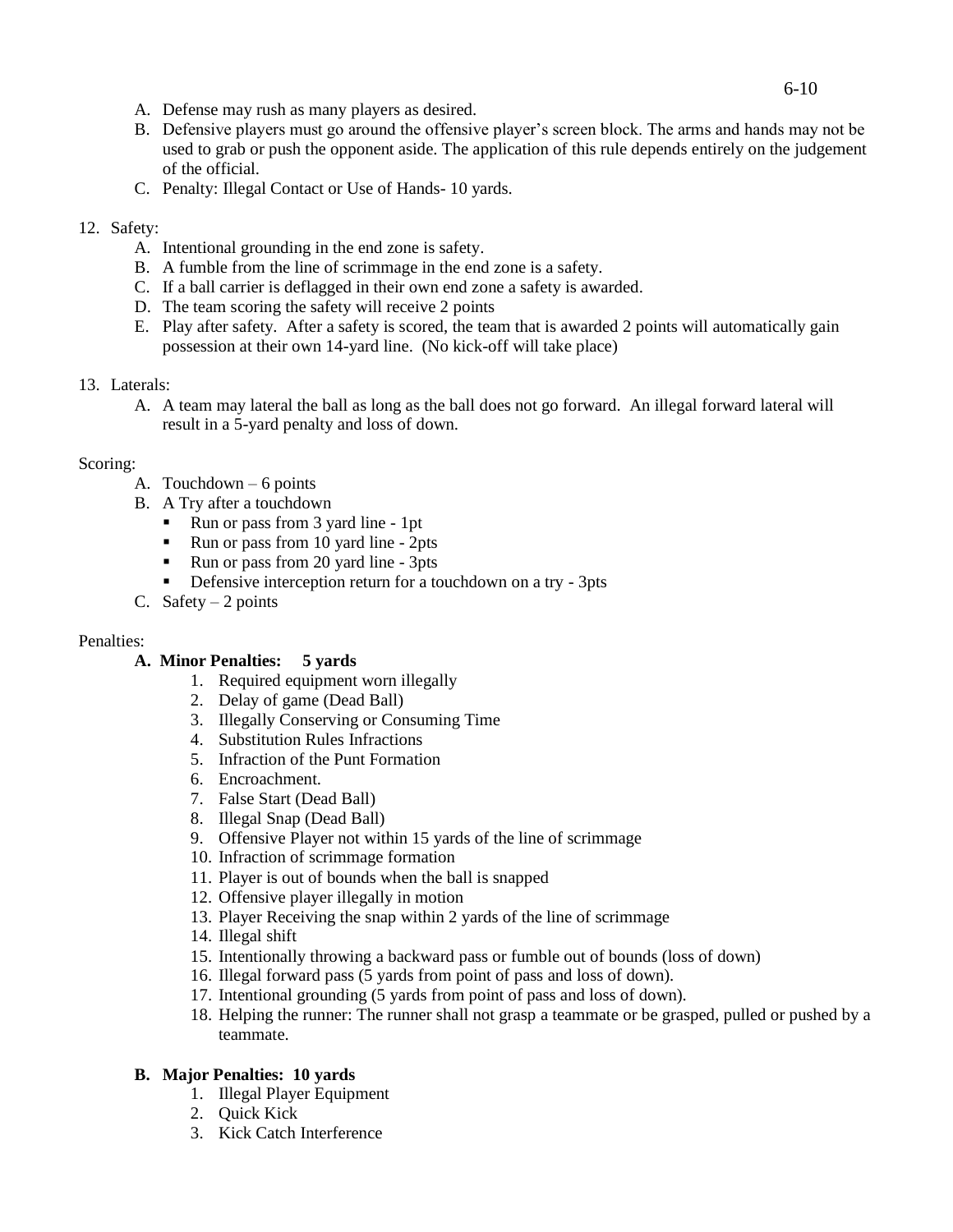A. Defense may rush as many players as desired.
B. Defensive players must go around the offensive player's screen block. The arms and hands may not be used to grab or push the opponent aside. The application of this rule depends entirely on the judgement of the official.
C. Penalty: Illegal Contact or Use of Hands- 10 yards.

12. Safety:
    A. Intentional grounding in the end zone is safety.
    B. A fumble from the line of scrimmage in the end zone is a safety.
    C. If a ball carrier is deflagged in their own end zone a safety is awarded.
    D. The team scoring the safety will receive 2 points
    E. Play after safety. After a safety is scored, the team that is awarded 2 points will automatically gain possession at their own 14-yard line. (No kick-off will take place)

13. Laterals:
    A. A team may lateral the ball as long as the ball does not go forward. An illegal forward lateral will result in a 5-yard penalty and loss of down.

Scoring:

A. Touchdown – 6 points
B. A Try after a touchdown
   - Run or pass from 3 yard line - 1pt
   - Run or pass from 10 yard line - 2pts
   - Run or pass from 20 yard line - 3pts
   - Defensive interception return for a touchdown on a try - 3pts
C. Safety – 2 points

Penalties:

**A. Minor Penalties: 5 yards**

1. Required equipment worn illegally
2. Delay of game (Dead Ball)
3. Illegally Conserving or Consuming Time
4. Substitution Rules Infractions
5. Infraction of the Punt Formation
6. Encroachment.
7. False Start (Dead Ball)
8. Illegal Snap (Dead Ball)
9. Offensive Player not within 15 yards of the line of scrimmage
10. Infraction of scrimmage formation
11. Player is out of bounds when the ball is snapped
12. Offensive player illegally in motion
13. Player Receiving the snap within 2 yards of the line of scrimmage
14. Illegal shift
15. Intentionally throwing a backward pass or fumble out of bounds (loss of down)
16. Illegal forward pass (5 yards from point of pass and loss of down).
17. Intentional grounding (5 yards from point of pass and loss of down).
18. Helping the runner: The runner shall not grasp a teammate or be grasped, pulled or pushed by a teammate.

**B. Major Penalties: 10 yards**

1. Illegal Player Equipment
2. Quick Kick
3. Kick Catch Interference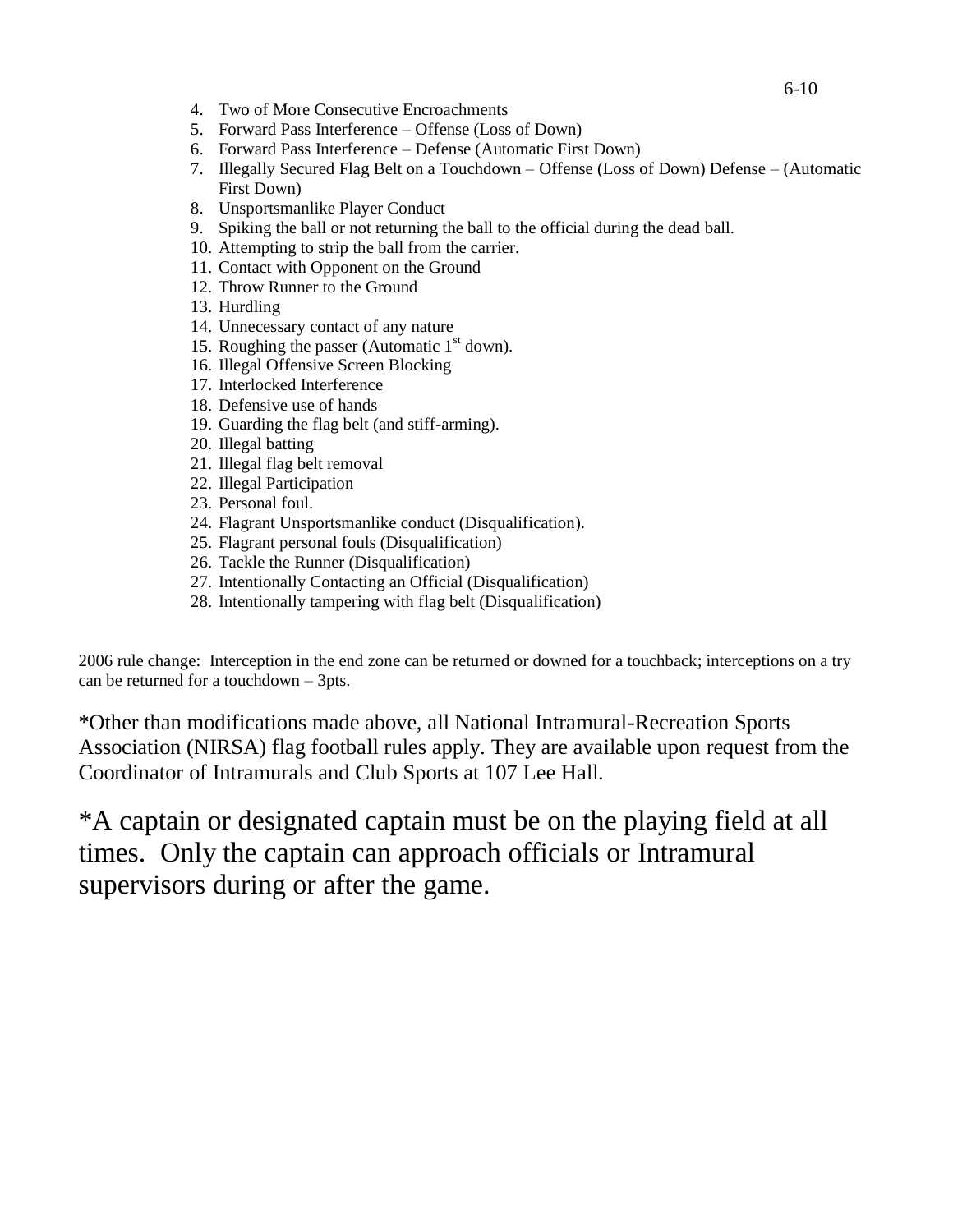4. Two of More Consecutive Encroachments
5. Forward Pass Interference – Offense (Loss of Down)
6. Forward Pass Interference – Defense (Automatic First Down)
7. Illegally Secured Flag Belt on a Touchdown – Offense (Loss of Down) Defense – (Automatic First Down)
8. Unsportsmanlike Player Conduct
9. Spiking the ball or not returning the ball to the official during the dead ball.
10. Attempting to strip the ball from the carrier.
11. Contact with Opponent on the Ground
12. Throw Runner to the Ground
13. Hurdling
14. Unnecessary contact of any nature
15. Roughing the passer (Automatic 1st down).
16. Illegal Offensive Screen Blocking
17. Interlocked Interference
18. Defensive use of hands
19. Guarding the flag belt (and stiff-arming).
20. Illegal batting
21. Illegal flag belt removal
22. Illegal Participation
23. Personal foul.
24. Flagrant Unsportsmanlike conduct (Disqualification).
25. Flagrant personal fouls (Disqualification)
26. Tackle the Runner (Disqualification)
27. Intentionally Contacting an Official (Disqualification)
28. Intentionally tampering with flag belt (Disqualification)

2006 rule change: Interception in the end zone can be returned or downed for a touchback; interceptions on a try can be returned for a touchdown – 3pts.

*Other than modifications made above, all National Intramural-Recreation Sports Association (NIRSA) flag football rules apply. They are available upon request from the Coordinator of Intramurals and Club Sports at 107 Lee Hall.

*A captain or designated captain must be on the playing field at all times. Only the captain can approach officials or Intramural supervisors during or after the game.